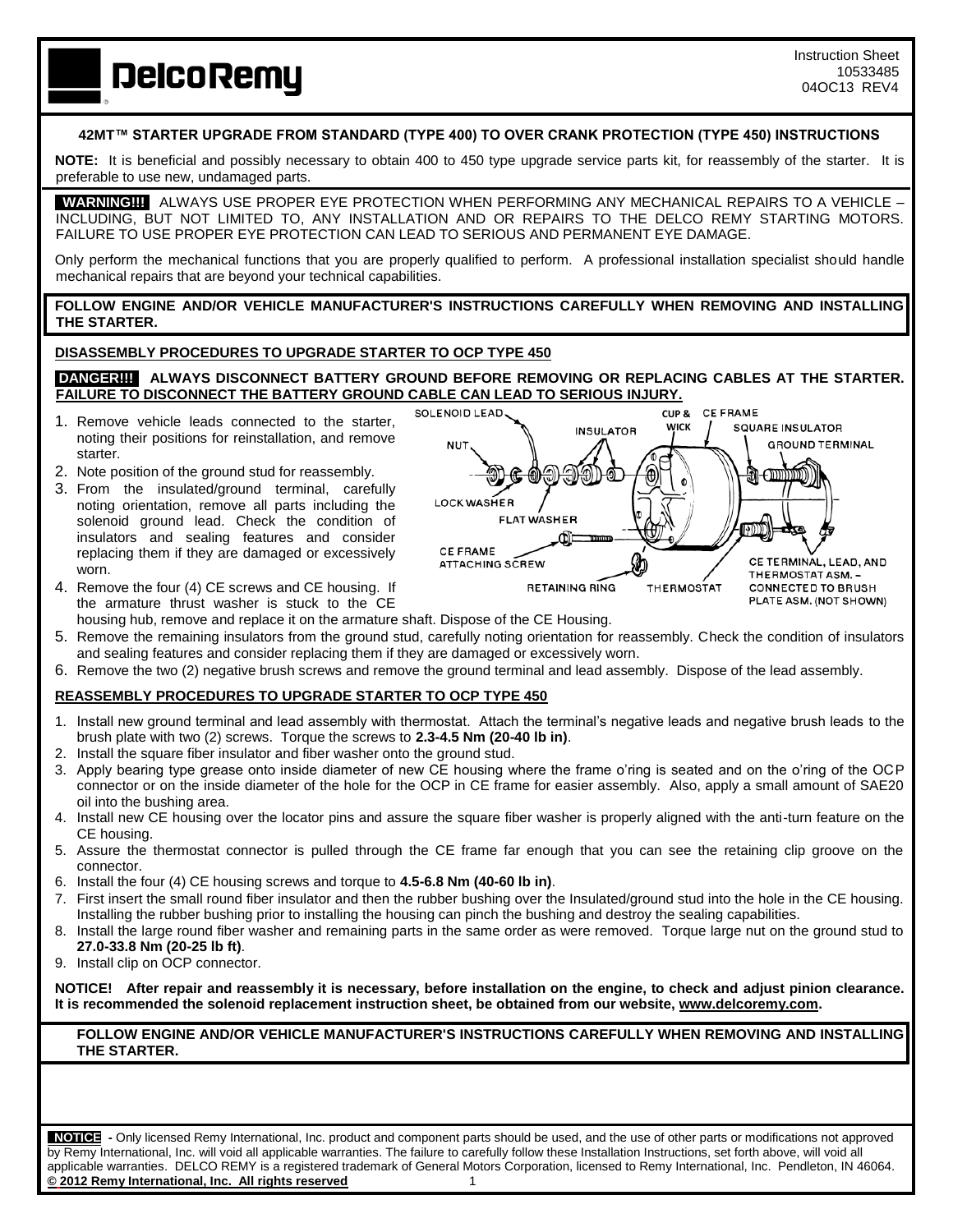Instruction Sheet
10533485
04OC13 REV4

### 42MT™ STARTER UPGRADE FROM STANDARD (TYPE 400) TO OVER CRANK PROTECTION (TYPE 450) INSTRUCTIONS

**NOTE:** It is beneficial and possibly necessary to obtain 400 to 450 type upgrade service parts kit, for reassembly of the starter. It is preferable to use new, undamaged parts.

**WARNING!!!** ALWAYS USE PROPER EYE PROTECTION WHEN PERFORMING ANY MECHANICAL REPAIRS TO A VEHICLE – INCLUDING, BUT NOT LIMITED TO, ANY INSTALLATION AND OR REPAIRS TO THE DELCO REMY STARTING MOTORS. FAILURE TO USE PROPER EYE PROTECTION CAN LEAD TO SERIOUS AND PERMANENT EYE DAMAGE.

Only perform the mechanical functions that you are properly qualified to perform. A professional installation specialist should handle mechanical repairs that are beyond your technical capabilities.

**FOLLOW ENGINE AND/OR VEHICLE MANUFACTURER'S INSTRUCTIONS CAREFULLY WHEN REMOVING AND INSTALLING THE STARTER.**

### DISASSEMBLY PROCEDURES TO UPGRADE STARTER TO OCP TYPE 450

**DANGER!!! ALWAYS DISCONNECT BATTERY GROUND BEFORE REMOVING OR REPLACING CABLES AT THE STARTER. FAILURE TO DISCONNECT THE BATTERY GROUND CABLE CAN LEAD TO SERIOUS INJURY.**

1. Remove vehicle leads connected to the starter, noting their positions for reinstallation, and remove starter.
2. Note position of the ground stud for reassembly.
3. From the insulated/ground terminal, carefully noting orientation, remove all parts including the solenoid ground lead. Check the condition of insulators and sealing features and consider replacing them if they are damaged or excessively worn.
4. Remove the four (4) CE screws and CE housing. If the armature thrust washer is stuck to the CE housing hub, remove and replace it on the armature shaft. Dispose of the CE Housing.
5. Remove the remaining insulators from the ground stud, carefully noting orientation for reassembly. Check the condition of insulators and sealing features and consider replacing them if they are damaged or excessively worn.
6. Remove the two (2) negative brush screws and remove the ground terminal and lead assembly. Dispose of the lead assembly.

SOLENOID LEAD, NUT, LOCK WASHER, FLAT WASHER, INSULATOR, CUP & WICK, CE FRAME, SQUARE INSULATOR, GROUND TERMINAL, CE FRAME ATTACHING SCREW, RETAINING RING, THERMOSTAT, CE TERMINAL, LEAD, AND THERMOSTAT ASM. – CONNECTED TO BRUSH PLATE ASM. (NOT SHOWN)

### REASSEMBLY PROCEDURES TO UPGRADE STARTER TO OCP TYPE 450

1. Install new ground terminal and lead assembly with thermostat. Attach the terminal's negative leads and negative brush leads to the brush plate with two (2) screws. Torque the screws to **2.3-4.5 Nm (20-40 lb in)**.
2. Install the square fiber insulator and fiber washer onto the ground stud.
3. Apply bearing type grease onto inside diameter of new CE housing where the frame o'ring is seated and on the o'ring of the OCP connector or on the inside diameter of the hole for the OCP in CE frame for easier assembly. Also, apply a small amount of SAE20 oil into the bushing area.
4. Install new CE housing over the locator pins and assure the square fiber washer is properly aligned with the anti-turn feature on the CE housing.
5. Assure the thermostat connector is pulled through the CE frame far enough that you can see the retaining clip groove on the connector.
6. Install the four (4) CE housing screws and torque to **4.5-6.8 Nm (40-60 lb in)**.
7. First insert the small round fiber insulator and then the rubber bushing over the Insulated/ground stud into the hole in the CE housing. Installing the rubber bushing prior to installing the housing can pinch the bushing and destroy the sealing capabilities.
8. Install the large round fiber washer and remaining parts in the same order as were removed. Torque large nut on the ground stud to **27.0-33.8 Nm (20-25 lb ft)**.
9. Install clip on OCP connector.

**NOTICE! After repair and reassembly it is necessary, before installation on the engine, to check and adjust pinion clearance. It is recommended the solenoid replacement instruction sheet, be obtained from our website, www.delcoremy.com.**

**FOLLOW ENGINE AND/OR VEHICLE MANUFACTURER'S INSTRUCTIONS CAREFULLY WHEN REMOVING AND INSTALLING THE STARTER.**

**NOTICE** - Only licensed Remy International, Inc. product and component parts should be used, and the use of other parts or modifications not approved by Remy International, Inc. will void all applicable warranties. The failure to carefully follow these Installation Instructions, set forth above, will void all applicable warranties. DELCO REMY is a registered trademark of General Motors Corporation, licensed to Remy International, Inc. Pendleton, IN 46064.
**© 2012 Remy International, Inc. All rights reserved**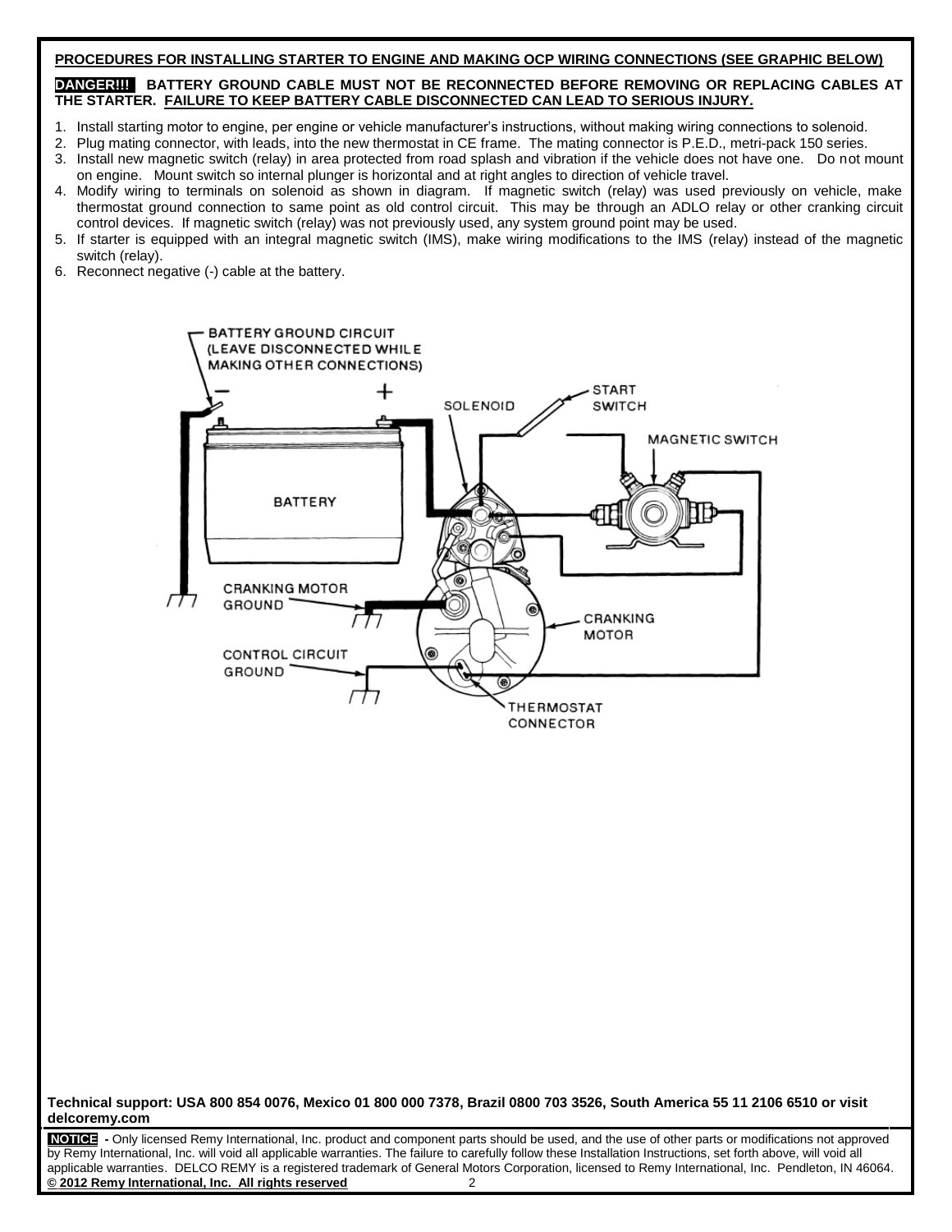**PROCEDURES FOR INSTALLING STARTER TO ENGINE AND MAKING OCP WIRING CONNECTIONS (SEE GRAPHIC BELOW)**

**DANGER!!! BATTERY GROUND CABLE MUST NOT BE RECONNECTED BEFORE REMOVING OR REPLACING CABLES AT THE STARTER. FAILURE TO KEEP BATTERY CABLE DISCONNECTED CAN LEAD TO SERIOUS INJURY.**

1. Install starting motor to engine, per engine or vehicle manufacturer's instructions, without making wiring connections to solenoid.
2. Plug mating connector, with leads, into the new thermostat in CE frame. The mating connector is P.E.D., metri-pack 150 series.
3. Install new magnetic switch (relay) in area protected from road splash and vibration if the vehicle does not have one. Do not mount on engine. Mount switch so internal plunger is horizontal and at right angles to direction of vehicle travel.
4. Modify wiring to terminals on solenoid as shown in diagram. If magnetic switch (relay) was used previously on vehicle, make thermostat ground connection to same point as old control circuit. This may be through an ADLO relay or other cranking circuit control devices. If magnetic switch (relay) was not previously used, any system ground point may be used.
5. If starter is equipped with an integral magnetic switch (IMS), make wiring modifications to the IMS (relay) instead of the magnetic switch (relay).
6. Reconnect negative (-) cable at the battery.

BATTERY GROUND CIRCUIT (LEAVE DISCONNECTED WHILE MAKING OTHER CONNECTIONS)

− +

BATTERY

SOLENOID

START SWITCH

MAGNETIC SWITCH

CRANKING MOTOR GROUND

CRANKING MOTOR

CONTROL CIRCUIT GROUND

THERMOSTAT CONNECTOR

**Technical support: USA 800 854 0076, Mexico 01 800 000 7378, Brazil 0800 703 3526, South America 55 11 2106 6510 or visit delcoremy.com**

**NOTICE** - Only licensed Remy International, Inc. product and component parts should be used, and the use of other parts or modifications not approved by Remy International, Inc. will void all applicable warranties. The failure to carefully follow these Installation Instructions, set forth above, will void all applicable warranties. DELCO REMY is a registered trademark of General Motors Corporation, licensed to Remy International, Inc. Pendleton, IN 46064.
**© 2012 Remy International, Inc. All rights reserved**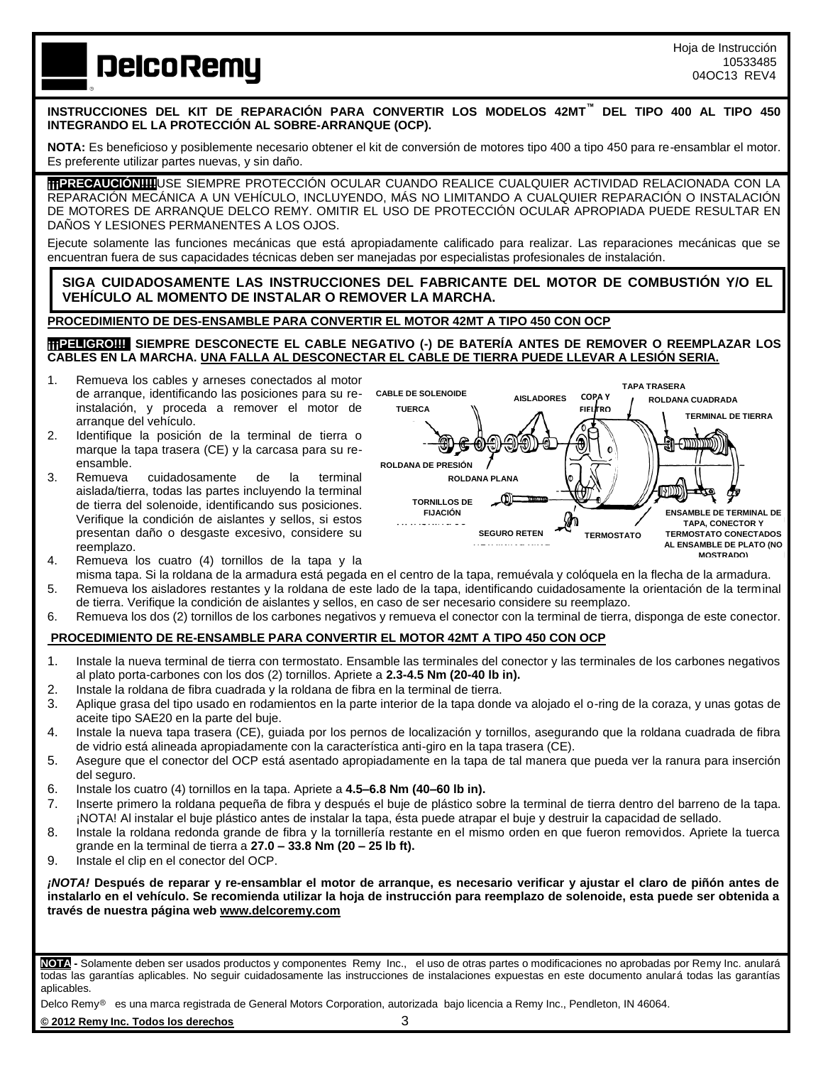**DelcoRemy**

Hoja de Instrucción
10533485
04OC13 REV4

**INSTRUCCIONES DEL KIT DE REPARACIÓN PARA CONVERTIR LOS MODELOS 42MT™ DEL TIPO 400 AL TIPO 450 INTEGRANDO EL LA PROTECCIÓN AL SOBRE-ARRANQUE (OCP).**

**NOTA:** Es beneficioso y posiblemente necesario obtener el kit de conversión de motores tipo 400 a tipo 450 para re-ensamblar el motor. Es preferente utilizar partes nuevas, y sin daño.

**¡¡¡PRECAUCIÓN!!!!** USE SIEMPRE PROTECCIÓN OCULAR CUANDO REALICE CUALQUIER ACTIVIDAD RELACIONADA CON LA REPARACIÓN MECÁNICA A UN VEHÍCULO, INCLUYENDO, MÁS NO LIMITANDO A CUALQUIER REPARACIÓN O INSTALACIÓN DE MOTORES DE ARRANQUE DELCO REMY. OMITIR EL USO DE PROTECCIÓN OCULAR APROPIADA PUEDE RESULTAR EN DAÑOS Y LESIONES PERMANENTES A LOS OJOS.

Ejecute solamente las funciones mecánicas que está apropiadamente calificado para realizar. Las reparaciones mecánicas que se encuentran fuera de sus capacidades técnicas deben ser manejadas por especialistas profesionales de instalación.

**SIGA CUIDADOSAMENTE LAS INSTRUCCIONES DEL FABRICANTE DEL MOTOR DE COMBUSTIÓN Y/O EL VEHÍCULO AL MOMENTO DE INSTALAR O REMOVER LA MARCHA.**

## PROCEDIMIENTO DE DES-ENSAMBLE PARA CONVERTIR EL MOTOR 42MT A TIPO 450 CON OCP

**¡¡¡PELIGRO!!! SIEMPRE DESCONECTE EL CABLE NEGATIVO (-) DE BATERÍA ANTES DE REMOVER O REEMPLAZAR LOS CABLES EN LA MARCHA. UNA FALLA AL DESCONECTAR EL CABLE DE TIERRA PUEDE LLEVAR A LESIÓN SERIA.**

CABLE DE SOLENOIDE · TUERCA · AISLADORES · COPA Y FIELTRO · TAPA TRASERA · ROLDANA CUADRADA · TERMINAL DE TIERRA · ROLDANA DE PRESIÓN · ROLDANA PLANA · TORNILLOS DE FIJACIÓN · SEGURO RETEN · TERMOSTATO · ENSAMBLE DE TERMINAL DE TAPA, CONECTOR Y TERMOSTATO CONECTADOS AL ENSAMBLE DE PLATO (NO MOSTRADO)

1. Remueva los cables y arneses conectados al motor de arranque, identificando las posiciones para su re-instalación, y proceda a remover el motor de arranque del vehículo.
2. Identifique la posición de la terminal de tierra o marque la tapa trasera (CE) y la carcasa para su re-ensamble.
3. Remueva cuidadosamente de la terminal aislada/tierra, todas las partes incluyendo la terminal de tierra del solenoide, identificando sus posiciones. Verifique la condición de aislantes y sellos, si estos presentan daño o desgaste excesivo, considere su reemplazo.
4. Remueva los cuatro (4) tornillos de la tapa y la misma tapa. Si la roldana de la armadura está pegada en el centro de la tapa, remuévala y colóquela en la flecha de la armadura.
5. Remueva los aisladores restantes y la roldana de este lado de la tapa, identificando cuidadosamente la orientación de la terminal de tierra. Verifique la condición de aislantes y sellos, en caso de ser necesario considere su reemplazo.
6. Remueva los dos (2) tornillos de los carbones negativos y remueva el conector con la terminal de tierra, disponga de este conector.

## PROCEDIMIENTO DE RE-ENSAMBLE PARA CONVERTIR EL MOTOR 42MT A TIPO 450 CON OCP

1. Instale la nueva terminal de tierra con termostato. Ensamble las terminales del conector y las terminales de los carbones negativos al plato porta-carbones con los dos (2) tornillos. Apriete a **2.3-4.5 Nm (20-40 lb in).**
2. Instale la roldana de fibra cuadrada y la roldana de fibra en la terminal de tierra.
3. Aplique grasa del tipo usado en rodamientos en la parte interior de la tapa donde va alojado el o-ring de la coraza, y unas gotas de aceite tipo SAE20 en la parte del buje.
4. Instale la nueva tapa trasera (CE), guiada por los pernos de localización y tornillos, asegurando que la roldana cuadrada de fibra de vidrio está alineada apropiadamente con la característica anti-giro en la tapa trasera (CE).
5. Asegure que el conector del OCP está asentado apropiadamente en la tapa de tal manera que pueda ver la ranura para inserción del seguro.
6. Instale los cuatro (4) tornillos en la tapa. Apriete a **4.5–6.8 Nm (40–60 lb in).**
7. Inserte primero la roldana pequeña de fibra y después el buje de plástico sobre la terminal de tierra dentro del barreno de la tapa. ¡NOTA! Al instalar el buje plástico antes de instalar la tapa, ésta puede atrapar el buje y destruir la capacidad de sellado.
8. Instale la roldana redonda grande de fibra y la tornillería restante en el mismo orden en que fueron removidos. Apriete la tuerca grande en la terminal de tierra a **27.0 – 33.8 Nm (20 – 25 lb ft).**
9. Instale el clip en el conector del OCP.

***¡NOTA!* Después de reparar y re-ensamblar el motor de arranque, es necesario verificar y ajustar el claro de piñón antes de instalarlo en el vehículo. Se recomienda utilizar la hoja de instrucción para reemplazo de solenoide, esta puede ser obtenida a través de nuestra página web www.delcoremy.com**

**NOTA** - Solamente deben ser usados productos y componentes Remy Inc., el uso de otras partes o modificaciones no aprobadas por Remy Inc. anulará todas las garantías aplicables. No seguir cuidadosamente las instrucciones de instalaciones expuestas en este documento anulará todas las garantías aplicables.

Delco Remy® es una marca registrada de General Motors Corporation, autorizada bajo licencia a Remy Inc., Pendleton, IN 46064.

© 2012 Remy Inc. Todos los derechos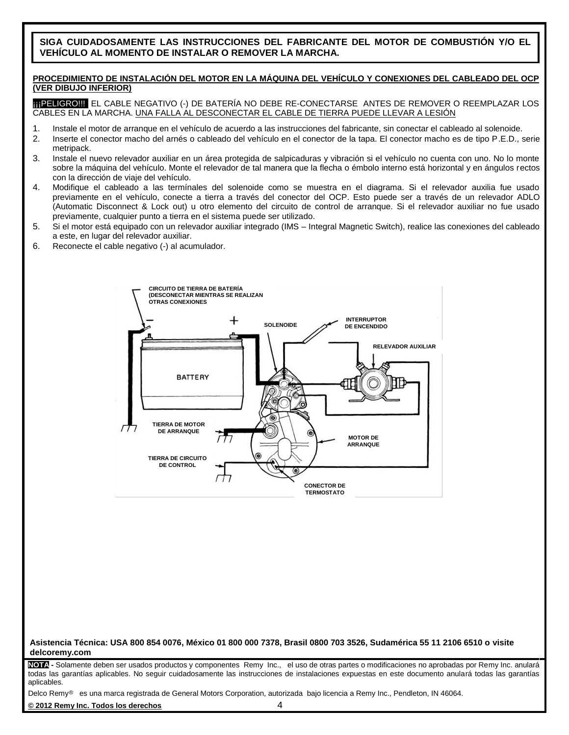**SIGA CUIDADOSAMENTE LAS INSTRUCCIONES DEL FABRICANTE DEL MOTOR DE COMBUSTIÓN Y/O EL VEHÍCULO AL MOMENTO DE INSTALAR O REMOVER LA MARCHA.**

**PROCEDIMIENTO DE INSTALACIÓN DEL MOTOR EN LA MÁQUINA DEL VEHÍCULO Y CONEXIONES DEL CABLEADO DEL OCP (VER DIBUJO INFERIOR)**

**¡¡¡PELIGRO!!!** EL CABLE NEGATIVO (-) DE BATERÍA NO DEBE RE-CONECTARSE ANTES DE REMOVER O REEMPLAZAR LOS CABLES EN LA MARCHA. UNA FALLA AL DESCONECTAR EL CABLE DE TIERRA PUEDE LLEVAR A LESIÓN

1. Instale el motor de arranque en el vehículo de acuerdo a las instrucciones del fabricante, sin conectar el cableado al solenoide.
2. Inserte el conector macho del arnés o cableado del vehículo en el conector de la tapa. El conector macho es de tipo P.E.D., serie metripack.
3. Instale el nuevo relevador auxiliar en un área protegida de salpicaduras y vibración si el vehículo no cuenta con uno. No lo monte sobre la máquina del vehículo. Monte el relevador de tal manera que la flecha o émbolo interno está horizontal y en ángulos rectos con la dirección de viaje del vehículo.
4. Modifique el cableado a las termínales del solenoide como se muestra en el diagrama. Si el relevador auxilia fue usado previamente en el vehículo, conecte a tierra a través del conector del OCP. Esto puede ser a través de un relevador ADLO (Automatic Disconnect & Lock out) u otro elemento del circuito de control de arranque. Si el relevador auxiliar no fue usado previamente, cualquier punto a tierra en el sistema puede ser utilizado.
5. Si el motor está equipado con un relevador auxiliar integrado (IMS – Integral Magnetic Switch), realice las conexiones del cableado a este, en lugar del relevador auxiliar.
6. Reconecte el cable negativo (-) al acumulador.

CIRCUITO DE TIERRA DE BATERÍA (DESCONECTAR MIENTRAS SE REALIZAN OTRAS CONEXIONES

SOLENOIDE

INTERRUPTOR DE ENCENDIDO

RELEVADOR AUXILIAR

BATTERY

TIERRA DE MOTOR DE ARRANQUE

MOTOR DE ARRANQUE

TIERRA DE CIRCUITO DE CONTROL

CONECTOR DE TERMOSTATO

**Asistencia Técnica: USA 800 854 0076, México 01 800 000 7378, Brasil 0800 703 3526, Sudamérica 55 11 2106 6510 o visite delcoremy.com**

**NOTA** - Solamente deben ser usados productos y componentes Remy Inc., el uso de otras partes o modificaciones no aprobadas por Remy Inc. anulará todas las garantías aplicables. No seguir cuidadosamente las instrucciones de instalaciones expuestas en este documento anulará todas las garantías aplicables.

Delco Remy® es una marca registrada de General Motors Corporation, autorizada bajo licencia a Remy Inc., Pendleton, IN 46064.

**© 2012 Remy Inc. Todos los derechos**